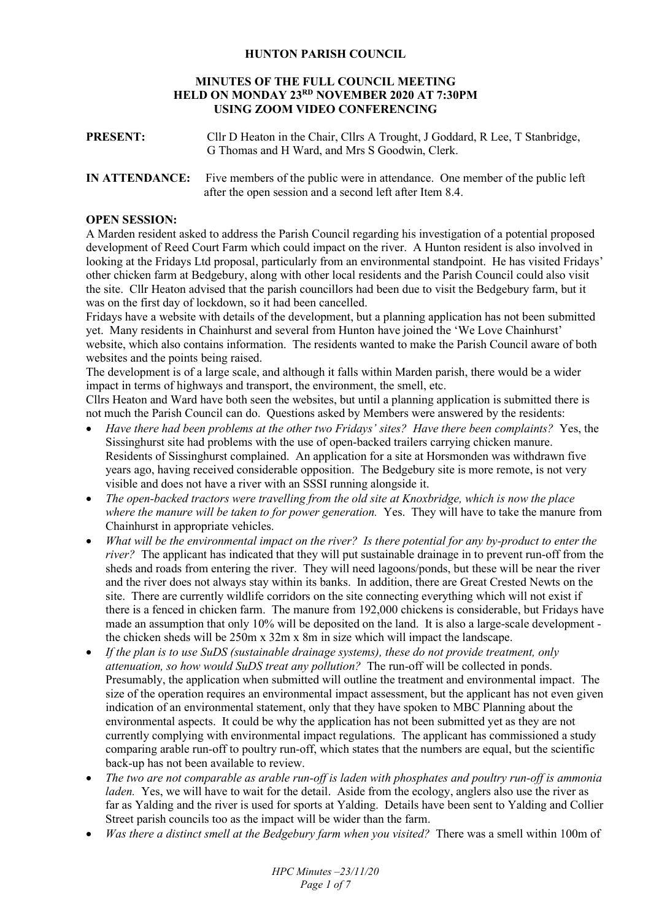# HUNTON PARISH COUNCIL

## MINUTES OF THE FULL COUNCIL MEETING HELD ON MONDAY 23RD NOVEMBER 2020 AT 7:30PM USING ZOOM VIDEO CONFERENCING

**PRESENT:** Cllr D Heaton in the Chair, Cllrs A Trought, J Goddard, R Lee, T Stanbridge, G Thomas and H Ward, and Mrs S Goodwin, Clerk.

**IN ATTENDANCE:** Five members of the public were in attendance. One member of the public left after the open session and a second left after Item 8.4.

**OPEN SESSION:**

A Marden resident asked to address the Parish Council regarding his investigation of a potential proposed development of Reed Court Farm which could impact on the river. A Hunton resident is also involved in looking at the Fridays Ltd proposal, particularly from an environmental standpoint. He has visited Fridays' other chicken farm at Bedgebury, along with other local residents and the Parish Council could also visit the site. Cllr Heaton advised that the parish councillors had been due to visit the Bedgebury farm, but it was on the first day of lockdown, so it had been cancelled.

Fridays have a website with details of the development, but a planning application has not been submitted yet. Many residents in Chainhurst and several from Hunton have joined the 'We Love Chainhurst' website, which also contains information. The residents wanted to make the Parish Council aware of both websites and the points being raised.

The development is of a large scale, and although it falls within Marden parish, there would be a wider impact in terms of highways and transport, the environment, the smell, etc.

Cllrs Heaton and Ward have both seen the websites, but until a planning application is submitted there is not much the Parish Council can do. Questions asked by Members were answered by the residents:

- *Have there had been problems at the other two Fridays' sites? Have there been complaints?* Yes, the Sissinghurst site had problems with the use of open-backed trailers carrying chicken manure. Residents of Sissinghurst complained. An application for a site at Horsmonden was withdrawn five years ago, having received considerable opposition. The Bedgebury site is more remote, is not very visible and does not have a river with an SSSI running alongside it.
- *The open-backed tractors were travelling from the old site at Knoxbridge, which is now the place where the manure will be taken to for power generation.* Yes. They will have to take the manure from Chainhurst in appropriate vehicles.
- *What will be the environmental impact on the river? Is there potential for any by-product to enter the river?* The applicant has indicated that they will put sustainable drainage in to prevent run-off from the sheds and roads from entering the river. They will need lagoons/ponds, but these will be near the river and the river does not always stay within its banks. In addition, there are Great Crested Newts on the site. There are currently wildlife corridors on the site connecting everything which will not exist if there is a fenced in chicken farm. The manure from 192,000 chickens is considerable, but Fridays have made an assumption that only 10% will be deposited on the land. It is also a large-scale development - the chicken sheds will be 250m x 32m x 8m in size which will impact the landscape.
- *If the plan is to use SuDS (sustainable drainage systems), these do not provide treatment, only attenuation, so how would SuDS treat any pollution?* The run-off will be collected in ponds. Presumably, the application when submitted will outline the treatment and environmental impact. The size of the operation requires an environmental impact assessment, but the applicant has not even given indication of an environmental statement, only that they have spoken to MBC Planning about the environmental aspects. It could be why the application has not been submitted yet as they are not currently complying with environmental impact regulations. The applicant has commissioned a study comparing arable run-off to poultry run-off, which states that the numbers are equal, but the scientific back-up has not been available to review.
- *The two are not comparable as arable run-off is laden with phosphates and poultry run-off is ammonia laden.* Yes, we will have to wait for the detail. Aside from the ecology, anglers also use the river as far as Yalding and the river is used for sports at Yalding. Details have been sent to Yalding and Collier Street parish councils too as the impact will be wider than the farm.
- *Was there a distinct smell at the Bedgebury farm when you visited?* There was a smell within 100m of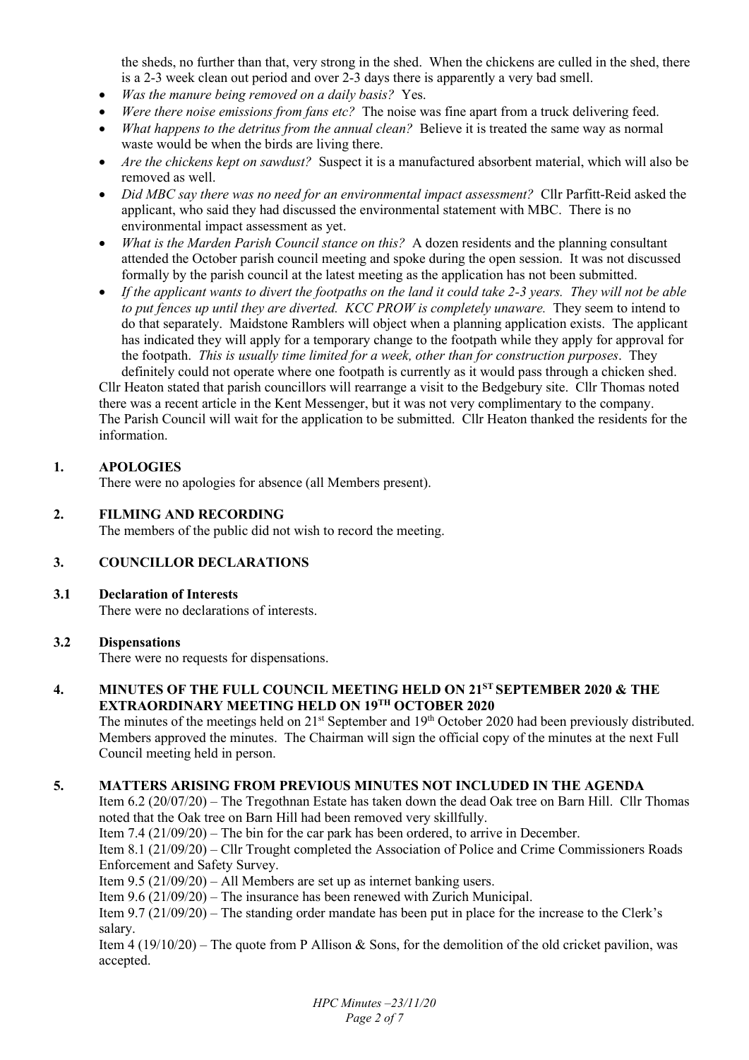the sheds, no further than that, very strong in the shed. When the chickens are culled in the shed, there is a 2-3 week clean out period and over 2-3 days there is apparently a very bad smell.

- *Was the manure being removed on a daily basis?* Yes.
- *Were there noise emissions from fans etc?* The noise was fine apart from a truck delivering feed.
- *What happens to the detritus from the annual clean?* Believe it is treated the same way as normal waste would be when the birds are living there.
- *Are the chickens kept on sawdust?* Suspect it is a manufactured absorbent material, which will also be removed as well.
- *Did MBC say there was no need for an environmental impact assessment?* Cllr Parfitt-Reid asked the applicant, who said they had discussed the environmental statement with MBC. There is no environmental impact assessment as yet.
- *What is the Marden Parish Council stance on this?* A dozen residents and the planning consultant attended the October parish council meeting and spoke during the open session. It was not discussed formally by the parish council at the latest meeting as the application has not been submitted.
- *If the applicant wants to divert the footpaths on the land it could take 2-3 years. They will not be able to put fences up until they are diverted. KCC PROW is completely unaware.* They seem to intend to do that separately. Maidstone Ramblers will object when a planning application exists. The applicant has indicated they will apply for a temporary change to the footpath while they apply for approval for the footpath. *This is usually time limited for a week, other than for construction purposes*. They definitely could not operate where one footpath is currently as it would pass through a chicken shed.

Cllr Heaton stated that parish councillors will rearrange a visit to the Bedgebury site. Cllr Thomas noted there was a recent article in the Kent Messenger, but it was not very complimentary to the company. The Parish Council will wait for the application to be submitted. Cllr Heaton thanked the residents for the information.

## 1. APOLOGIES

There were no apologies for absence (all Members present).

## 2. FILMING AND RECORDING

The members of the public did not wish to record the meeting.

## 3. COUNCILLOR DECLARATIONS

### 3.1 Declaration of Interests

There were no declarations of interests.

### 3.2 Dispensations

There were no requests for dispensations.

## 4. MINUTES OF THE FULL COUNCIL MEETING HELD ON 21ST SEPTEMBER 2020 & THE EXTRAORDINARY MEETING HELD ON 19TH OCTOBER 2020

The minutes of the meetings held on 21st September and 19th October 2020 had been previously distributed. Members approved the minutes. The Chairman will sign the official copy of the minutes at the next Full Council meeting held in person.

## 5. MATTERS ARISING FROM PREVIOUS MINUTES NOT INCLUDED IN THE AGENDA

Item 6.2 (20/07/20) – The Tregothnan Estate has taken down the dead Oak tree on Barn Hill. Cllr Thomas noted that the Oak tree on Barn Hill had been removed very skillfully.

Item 7.4 (21/09/20) – The bin for the car park has been ordered, to arrive in December.

Item 8.1 (21/09/20) – Cllr Trought completed the Association of Police and Crime Commissioners Roads Enforcement and Safety Survey.

Item 9.5 (21/09/20) – All Members are set up as internet banking users.

Item 9.6 (21/09/20) – The insurance has been renewed with Zurich Municipal.

Item 9.7 (21/09/20) – The standing order mandate has been put in place for the increase to the Clerk's salary.

Item 4 (19/10/20) – The quote from P Allison & Sons, for the demolition of the old cricket pavilion, was accepted.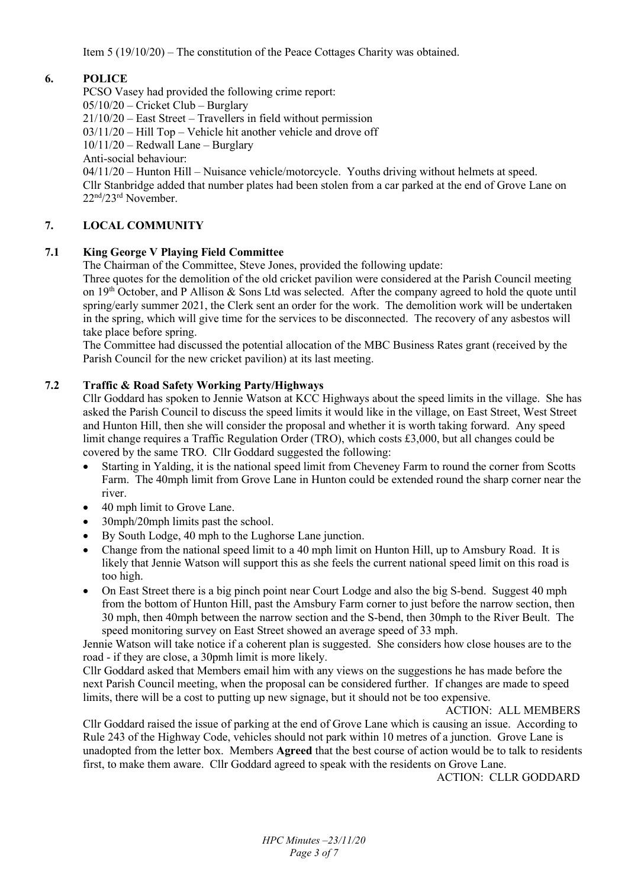Item 5 (19/10/20) – The constitution of the Peace Cottages Charity was obtained.

## 6. POLICE

PCSO Vasey had provided the following crime report:
05/10/20 – Cricket Club – Burglary
21/10/20 – East Street – Travellers in field without permission
03/11/20 – Hill Top – Vehicle hit another vehicle and drove off
10/11/20 – Redwall Lane – Burglary
Anti-social behaviour:
04/11/20 – Hunton Hill – Nuisance vehicle/motorcycle. Youths driving without helmets at speed.
Cllr Stanbridge added that number plates had been stolen from a car parked at the end of Grove Lane on 22nd/23rd November.

## 7. LOCAL COMMUNITY

### 7.1 King George V Playing Field Committee

The Chairman of the Committee, Steve Jones, provided the following update:
Three quotes for the demolition of the old cricket pavilion were considered at the Parish Council meeting on 19th October, and P Allison & Sons Ltd was selected. After the company agreed to hold the quote until spring/early summer 2021, the Clerk sent an order for the work. The demolition work will be undertaken in the spring, which will give time for the services to be disconnected. The recovery of any asbestos will take place before spring.
The Committee had discussed the potential allocation of the MBC Business Rates grant (received by the Parish Council for the new cricket pavilion) at its last meeting.

### 7.2 Traffic & Road Safety Working Party/Highways

Cllr Goddard has spoken to Jennie Watson at KCC Highways about the speed limits in the village. She has asked the Parish Council to discuss the speed limits it would like in the village, on East Street, West Street and Hunton Hill, then she will consider the proposal and whether it is worth taking forward. Any speed limit change requires a Traffic Regulation Order (TRO), which costs £3,000, but all changes could be covered by the same TRO. Cllr Goddard suggested the following:

- Starting in Yalding, it is the national speed limit from Cheveney Farm to round the corner from Scotts Farm. The 40mph limit from Grove Lane in Hunton could be extended round the sharp corner near the river.
- 40 mph limit to Grove Lane.
- 30mph/20mph limits past the school.
- By South Lodge, 40 mph to the Lughorse Lane junction.
- Change from the national speed limit to a 40 mph limit on Hunton Hill, up to Amsbury Road. It is likely that Jennie Watson will support this as she feels the current national speed limit on this road is too high.
- On East Street there is a big pinch point near Court Lodge and also the big S-bend. Suggest 40 mph from the bottom of Hunton Hill, past the Amsbury Farm corner to just before the narrow section, then 30 mph, then 40mph between the narrow section and the S-bend, then 30mph to the River Beult. The speed monitoring survey on East Street showed an average speed of 33 mph.

Jennie Watson will take notice if a coherent plan is suggested. She considers how close houses are to the road - if they are close, a 30pmh limit is more likely.
Cllr Goddard asked that Members email him with any views on the suggestions he has made before the next Parish Council meeting, when the proposal can be considered further. If changes are made to speed limits, there will be a cost to putting up new signage, but it should not be too expensive.

ACTION: ALL MEMBERS

Cllr Goddard raised the issue of parking at the end of Grove Lane which is causing an issue. According to Rule 243 of the Highway Code, vehicles should not park within 10 metres of a junction. Grove Lane is unadopted from the letter box. Members **Agreed** that the best course of action would be to talk to residents first, to make them aware. Cllr Goddard agreed to speak with the residents on Grove Lane.

ACTION: CLLR GODDARD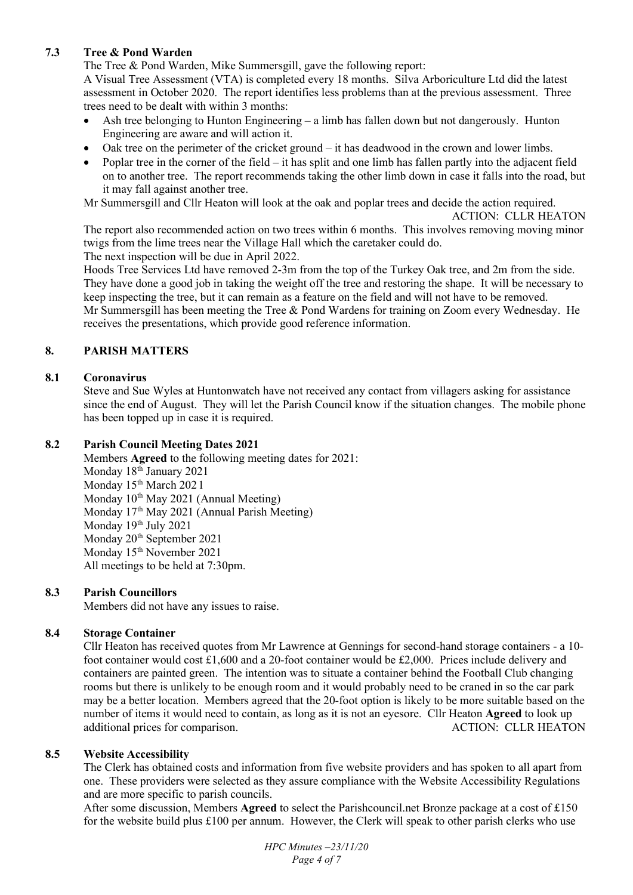### 7.3 Tree & Pond Warden

The Tree & Pond Warden, Mike Summersgill, gave the following report:

A Visual Tree Assessment (VTA) is completed every 18 months. Silva Arboriculture Ltd did the latest assessment in October 2020. The report identifies less problems than at the previous assessment. Three trees need to be dealt with within 3 months:

- Ash tree belonging to Hunton Engineering – a limb has fallen down but not dangerously. Hunton Engineering are aware and will action it.
- Oak tree on the perimeter of the cricket ground – it has deadwood in the crown and lower limbs.
- Poplar tree in the corner of the field – it has split and one limb has fallen partly into the adjacent field on to another tree. The report recommends taking the other limb down in case it falls into the road, but it may fall against another tree.

Mr Summersgill and Cllr Heaton will look at the oak and poplar trees and decide the action required.

ACTION: CLLR HEATON

The report also recommended action on two trees within 6 months. This involves removing moving minor twigs from the lime trees near the Village Hall which the caretaker could do.

The next inspection will be due in April 2022.

Hoods Tree Services Ltd have removed 2-3m from the top of the Turkey Oak tree, and 2m from the side. They have done a good job in taking the weight off the tree and restoring the shape. It will be necessary to keep inspecting the tree, but it can remain as a feature on the field and will not have to be removed.

Mr Summersgill has been meeting the Tree & Pond Wardens for training on Zoom every Wednesday. He receives the presentations, which provide good reference information.

## 8. PARISH MATTERS

### 8.1 Coronavirus

Steve and Sue Wyles at Huntonwatch have not received any contact from villagers asking for assistance since the end of August. They will let the Parish Council know if the situation changes. The mobile phone has been topped up in case it is required.

### 8.2 Parish Council Meeting Dates 2021

Members **Agreed** to the following meeting dates for 2021:

Monday 18th January 2021
Monday 15th March 2021
Monday 10th May 2021 (Annual Meeting)
Monday 17th May 2021 (Annual Parish Meeting)
Monday 19th July 2021
Monday 20th September 2021
Monday 15th November 2021
All meetings to be held at 7:30pm.

### 8.3 Parish Councillors

Members did not have any issues to raise.

### 8.4 Storage Container

Cllr Heaton has received quotes from Mr Lawrence at Gennings for second-hand storage containers - a 10-foot container would cost £1,600 and a 20-foot container would be £2,000. Prices include delivery and containers are painted green. The intention was to situate a container behind the Football Club changing rooms but there is unlikely to be enough room and it would probably need to be craned in so the car park may be a better location. Members agreed that the 20-foot option is likely to be more suitable based on the number of items it would need to contain, as long as it is not an eyesore. Cllr Heaton **Agreed** to look up additional prices for comparison.

ACTION: CLLR HEATON

### 8.5 Website Accessibility

The Clerk has obtained costs and information from five website providers and has spoken to all apart from one. These providers were selected as they assure compliance with the Website Accessibility Regulations and are more specific to parish councils.

After some discussion, Members **Agreed** to select the Parishcouncil.net Bronze package at a cost of £150 for the website build plus £100 per annum. However, the Clerk will speak to other parish clerks who use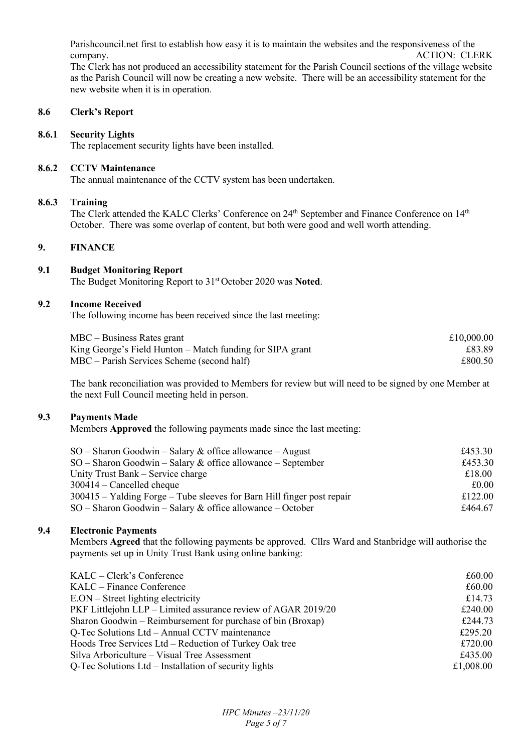Parishcouncil.net first to establish how easy it is to maintain the websites and the responsiveness of the company. ACTION: CLERK

The Clerk has not produced an accessibility statement for the Parish Council sections of the village website as the Parish Council will now be creating a new website. There will be an accessibility statement for the new website when it is in operation.

## 8.6 Clerk's Report

### 8.6.1 Security Lights

The replacement security lights have been installed.

### 8.6.2 CCTV Maintenance

The annual maintenance of the CCTV system has been undertaken.

### 8.6.3 Training

The Clerk attended the KALC Clerks' Conference on 24th September and Finance Conference on 14th October. There was some overlap of content, but both were good and well worth attending.

## 9. FINANCE

### 9.1 Budget Monitoring Report

The Budget Monitoring Report to 31st October 2020 was **Noted**.

### 9.2 Income Received

The following income has been received since the last meeting:

| | |
|---|---:|
| MBC – Business Rates grant | £10,000.00 |
| King George's Field Hunton – Match funding for SIPA grant | £83.89 |
| MBC – Parish Services Scheme (second half) | £800.50 |

The bank reconciliation was provided to Members for review but will need to be signed by one Member at the next Full Council meeting held in person.

### 9.3 Payments Made

Members **Approved** the following payments made since the last meeting:

| | |
|---|---:|
| SO – Sharon Goodwin – Salary & office allowance – August | £453.30 |
| SO – Sharon Goodwin – Salary & office allowance – September | £453.30 |
| Unity Trust Bank – Service charge | £18.00 |
| 300414 – Cancelled cheque | £0.00 |
| 300415 – Yalding Forge – Tube sleeves for Barn Hill finger post repair | £122.00 |
| SO – Sharon Goodwin – Salary & office allowance – October | £464.67 |

### 9.4 Electronic Payments

Members **Agreed** that the following payments be approved. Cllrs Ward and Stanbridge will authorise the payments set up in Unity Trust Bank using online banking:

| | |
|---|---:|
| KALC – Clerk's Conference | £60.00 |
| KALC – Finance Conference | £60.00 |
| E.ON – Street lighting electricity | £14.73 |
| PKF Littlejohn LLP – Limited assurance review of AGAR 2019/20 | £240.00 |
| Sharon Goodwin – Reimbursement for purchase of bin (Broxap) | £244.73 |
| Q-Tec Solutions Ltd – Annual CCTV maintenance | £295.20 |
| Hoods Tree Services Ltd – Reduction of Turkey Oak tree | £720.00 |
| Silva Arboriculture – Visual Tree Assessment | £435.00 |
| Q-Tec Solutions Ltd – Installation of security lights | £1,008.00 |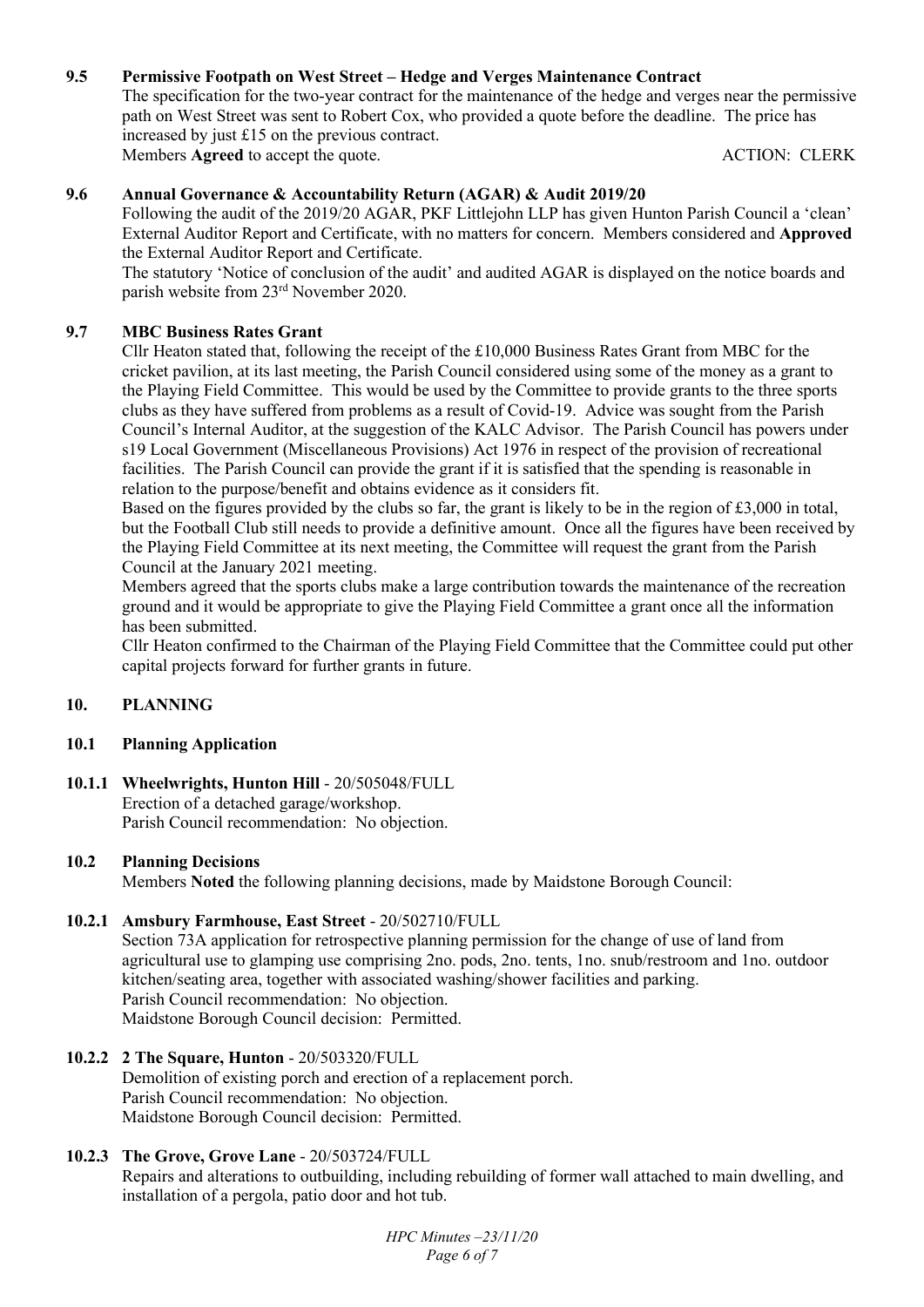### 9.5 Permissive Footpath on West Street – Hedge and Verges Maintenance Contract

The specification for the two-year contract for the maintenance of the hedge and verges near the permissive path on West Street was sent to Robert Cox, who provided a quote before the deadline. The price has increased by just £15 on the previous contract.

Members **Agreed** to accept the quote. ACTION: CLERK

### 9.6 Annual Governance & Accountability Return (AGAR) & Audit 2019/20

Following the audit of the 2019/20 AGAR, PKF Littlejohn LLP has given Hunton Parish Council a 'clean' External Auditor Report and Certificate, with no matters for concern. Members considered and **Approved** the External Auditor Report and Certificate.

The statutory 'Notice of conclusion of the audit' and audited AGAR is displayed on the notice boards and parish website from 23rd November 2020.

### 9.7 MBC Business Rates Grant

Cllr Heaton stated that, following the receipt of the £10,000 Business Rates Grant from MBC for the cricket pavilion, at its last meeting, the Parish Council considered using some of the money as a grant to the Playing Field Committee. This would be used by the Committee to provide grants to the three sports clubs as they have suffered from problems as a result of Covid-19. Advice was sought from the Parish Council's Internal Auditor, at the suggestion of the KALC Advisor. The Parish Council has powers under s19 Local Government (Miscellaneous Provisions) Act 1976 in respect of the provision of recreational facilities. The Parish Council can provide the grant if it is satisfied that the spending is reasonable in relation to the purpose/benefit and obtains evidence as it considers fit.

Based on the figures provided by the clubs so far, the grant is likely to be in the region of £3,000 in total, but the Football Club still needs to provide a definitive amount. Once all the figures have been received by the Playing Field Committee at its next meeting, the Committee will request the grant from the Parish Council at the January 2021 meeting.

Members agreed that the sports clubs make a large contribution towards the maintenance of the recreation ground and it would be appropriate to give the Playing Field Committee a grant once all the information has been submitted.

Cllr Heaton confirmed to the Chairman of the Playing Field Committee that the Committee could put other capital projects forward for further grants in future.

## 10. PLANNING

### 10.1 Planning Application

**10.1.1 Wheelwrights, Hunton Hill** - 20/505048/FULL
Erection of a detached garage/workshop.
Parish Council recommendation: No objection.

### 10.2 Planning Decisions

Members **Noted** the following planning decisions, made by Maidstone Borough Council:

**10.2.1 Amsbury Farmhouse, East Street** - 20/502710/FULL
Section 73A application for retrospective planning permission for the change of use of land from agricultural use to glamping use comprising 2no. pods, 2no. tents, 1no. snub/restroom and 1no. outdoor kitchen/seating area, together with associated washing/shower facilities and parking.
Parish Council recommendation: No objection.
Maidstone Borough Council decision: Permitted.

**10.2.2 2 The Square, Hunton** - 20/503320/FULL
Demolition of existing porch and erection of a replacement porch.
Parish Council recommendation: No objection.
Maidstone Borough Council decision: Permitted.

**10.2.3 The Grove, Grove Lane** - 20/503724/FULL
Repairs and alterations to outbuilding, including rebuilding of former wall attached to main dwelling, and installation of a pergola, patio door and hot tub.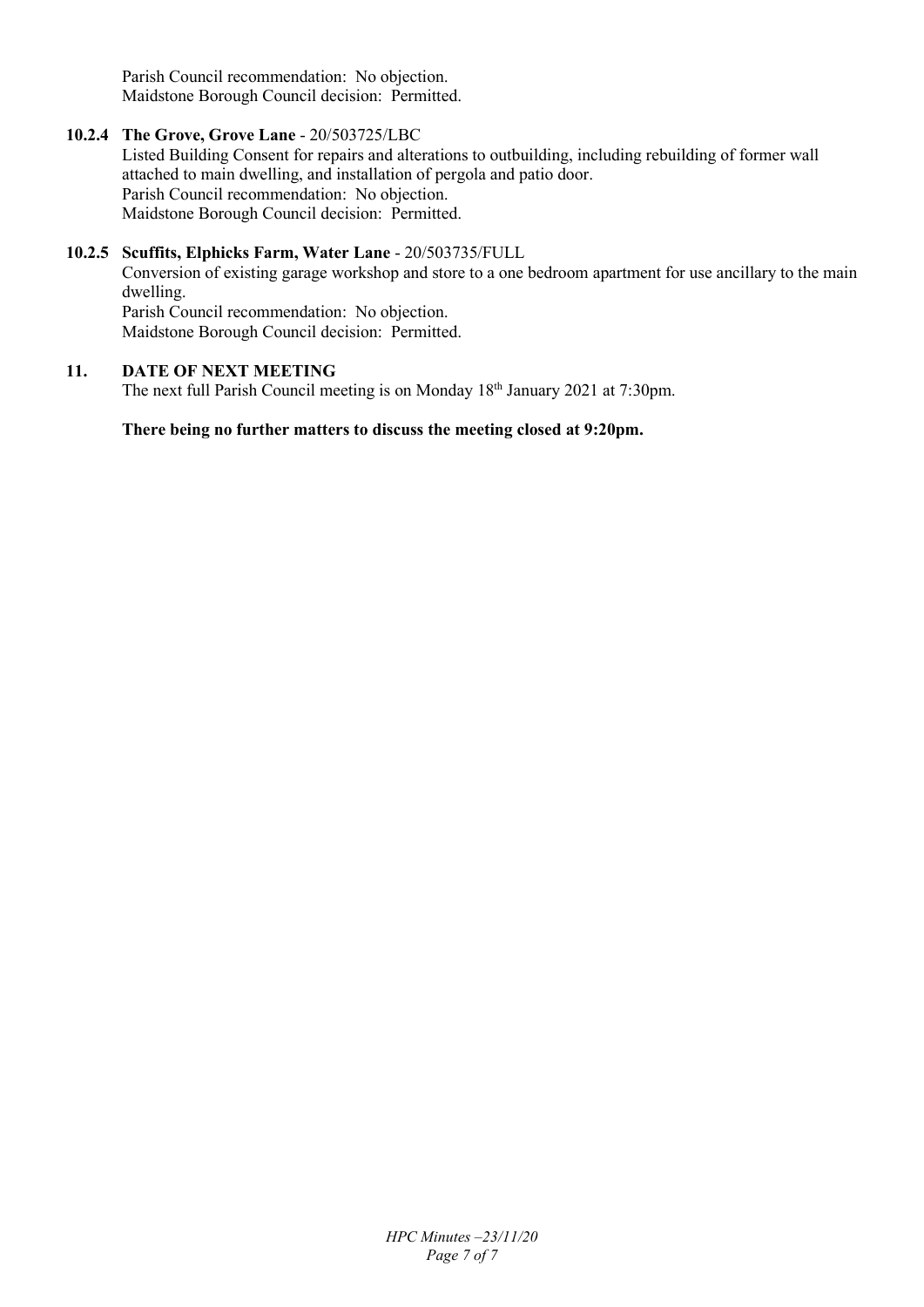Parish Council recommendation: No objection.
Maidstone Borough Council decision: Permitted.

**10.2.4 The Grove, Grove Lane** - 20/503725/LBC

Listed Building Consent for repairs and alterations to outbuilding, including rebuilding of former wall attached to main dwelling, and installation of pergola and patio door.
Parish Council recommendation: No objection.
Maidstone Borough Council decision: Permitted.

**10.2.5 Scuffits, Elphicks Farm, Water Lane** - 20/503735/FULL

Conversion of existing garage workshop and store to a one bedroom apartment for use ancillary to the main dwelling.
Parish Council recommendation: No objection.
Maidstone Borough Council decision: Permitted.

## 11. DATE OF NEXT MEETING

The next full Parish Council meeting is on Monday 18th January 2021 at 7:30pm.

**There being no further matters to discuss the meeting closed at 9:20pm.**